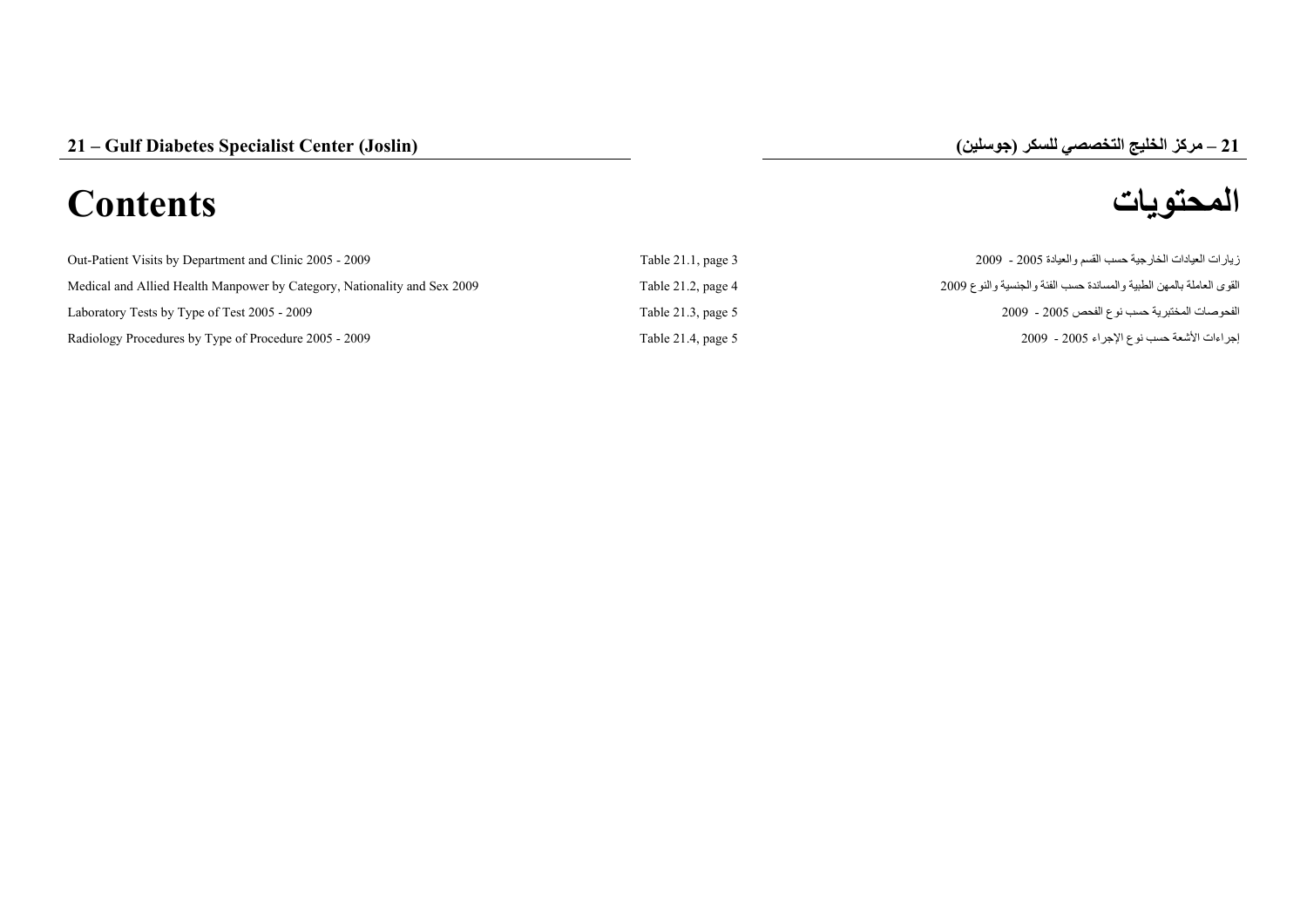## 21 – Gulf Diabetes Specialist Center (Joslin)

## 21 – مركز الخليج التخصصي للسكر (جوسلين)

# Contents

# المحتويات

| | | |
|---|---|---|
| Out-Patient Visits by Department and Clinic 2005 - 2009 | Table 21.1, page 3 | زيارات العيادات الخارجية حسب القسم والعيادة 2005 - 2009 |
| Medical and Allied Health Manpower by Category, Nationality and Sex 2009 | Table 21.2, page 4 | القوى العاملة بالمهن الطبية والمساندة حسب الفئة والجنسية والنوع 2009 |
| Laboratory Tests by Type of Test 2005 - 2009 | Table 21.3, page 5 | الفحوصات المختبرية حسب نوع الفحص 2005 - 2009 |
| Radiology Procedures by Type of Procedure 2005 - 2009 | Table 21.4, page 5 | إجراءات الأشعة حسب نوع الإجراء 2005 - 2009 |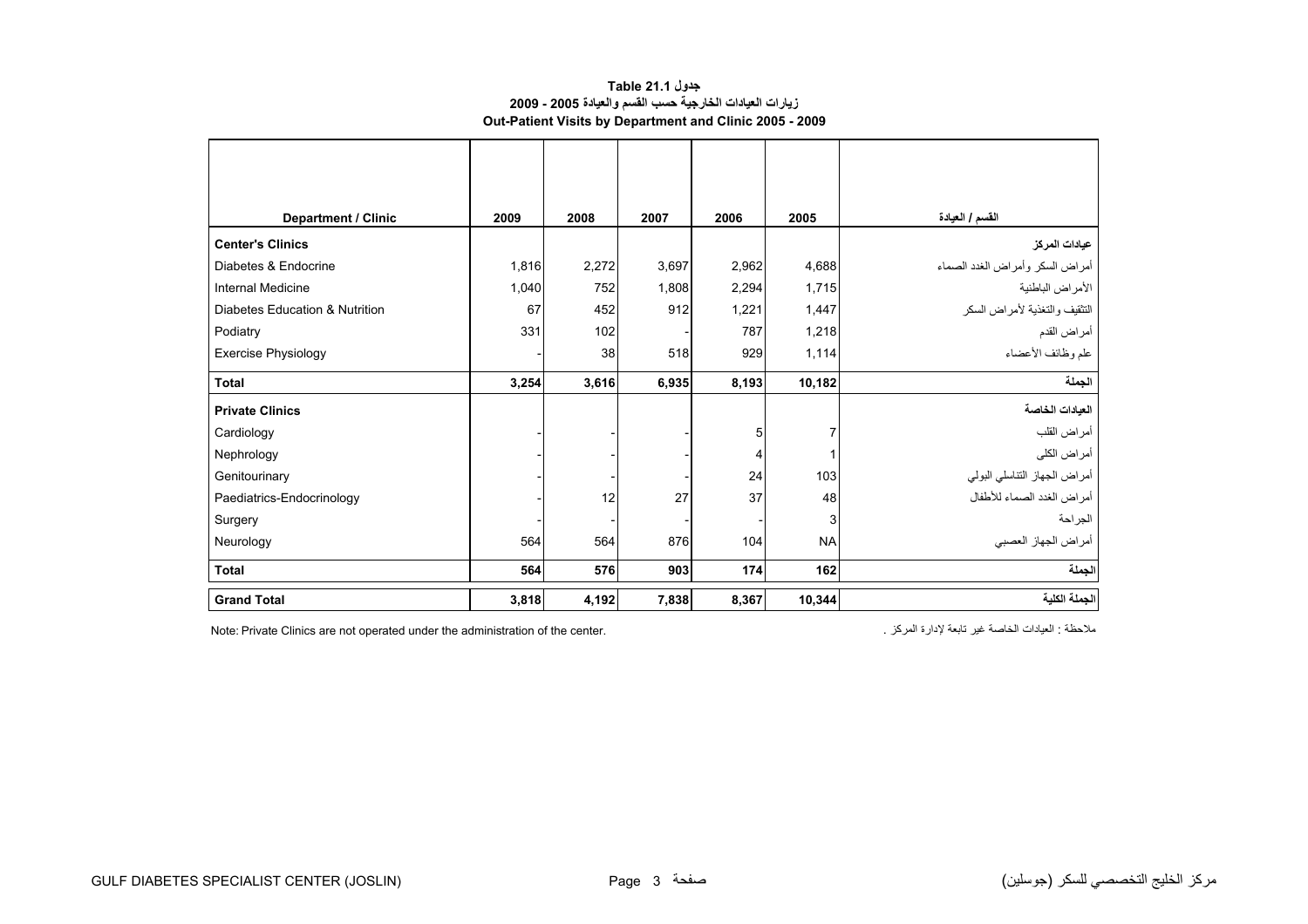**جدول Table 21.1**

**زيارات العيادات الخارجية حسب القسم والعيادة 2005 - 2009**

**Out-Patient Visits by Department and Clinic 2005 - 2009**

| Department / Clinic | 2009 | 2008 | 2007 | 2006 | 2005 | القسم / العيادة |
|---|---|---|---|---|---|---|
| **Center's Clinics** | | | | | | **عيادات المركز** |
| Diabetes & Endocrine | 1,816 | 2,272 | 3,697 | 2,962 | 4,688 | أمراض السكر وأمراض الغدد الصماء |
| Internal Medicine | 1,040 | 752 | 1,808 | 2,294 | 1,715 | الأمراض الباطنية |
| Diabetes Education & Nutrition | 67 | 452 | 912 | 1,221 | 1,447 | التثقيف والتغذية لأمراض السكر |
| Podiatry | 331 | 102 | - | 787 | 1,218 | أمراض القدم |
| Exercise Physiology | - | 38 | 518 | 929 | 1,114 | علم وظائف الأعضاء |
| **Total** | **3,254** | **3,616** | **6,935** | **8,193** | **10,182** | **الجملة** |
| **Private Clinics** | | | | | | **العيادات الخاصة** |
| Cardiology | - | - | - | 5 | 7 | أمراض القلب |
| Nephrology | - | - | - | 4 | 1 | أمراض الكلى |
| Genitourinary | - | - | - | 24 | 103 | أمراض الجهاز التناسلي البولي |
| Paediatrics-Endocrinology | - | 12 | 27 | 37 | 48 | أمراض الغدد الصماء للأطفال |
| Surgery | - | - | - | - | 3 | الجراحة |
| Neurology | 564 | 564 | 876 | 104 | NA | أمراض الجهاز العصبي |
| **Total** | **564** | **576** | **903** | **174** | **162** | **الجملة** |
| **Grand Total** | **3,818** | **4,192** | **7,838** | **8,367** | **10,344** | **الجملة الكلية** |

Note: Private Clinics are not operated under the administration of the center.

ملاحظة : العيادات الخاصة غير تابعة لإدارة المركز .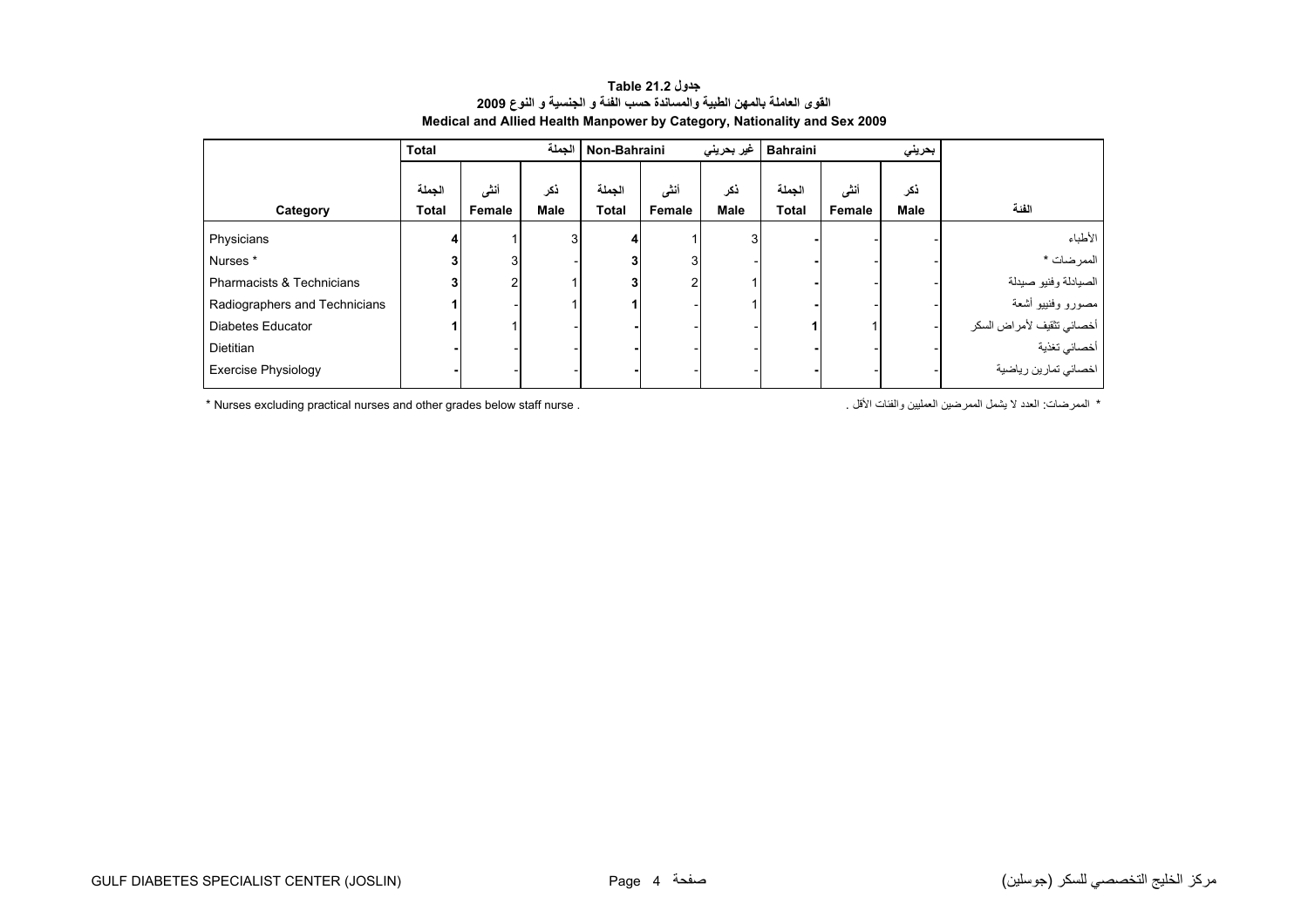**جدول Table 21.2**

**القوى العاملة بالمهن الطبية والمساندة حسب الفئة و الجنسية و النوع 2009**

**Medical and Allied Health Manpower by Category, Nationality and Sex 2009**

| | Total | | الجملة | Non-Bahraini | | غير بحريني | Bahraini | | بحريني | |
|---|---|---|---|---|---|---|---|---|---|---|
| Category | الجملة Total | أنثى Female | ذكر Male | الجملة Total | أنثى Female | ذكر Male | الجملة Total | أنثى Female | ذكر Male | الفئة |
| Physicians | 4 | 1 | 3 | 4 | 1 | 3 | - | - | - | الأطباء |
| Nurses * | 3 | 3 | - | 3 | 3 | - | - | - | - | الممرضات * |
| Pharmacists & Technicians | 3 | 2 | 1 | 3 | 2 | 1 | - | - | - | الصيادلة وفنيو صيدلة |
| Radiographers and Technicians | 1 | - | 1 | 1 | - | 1 | - | - | - | مصورو وفنيو أشعة |
| Diabetes Educator | 1 | 1 | - | - | - | - | 1 | 1 | - | أخصائي تثقيف لأمراض السكر |
| Dietitian | - | - | - | - | - | - | - | - | - | أخصائي تغذية |
| Exercise Physiology | - | - | - | - | - | - | - | - | - | اخصائي تمارين رياضية |

* Nurses excluding practical nurses and other grades below staff nurse .

* الممرضات: العدد لا يشمل الممرضين العمليين والفئات الأقل .

GULF DIABETES SPECIALIST CENTER (JOSLIN) مركز الخليج التخصصي للسكر (جوسلين)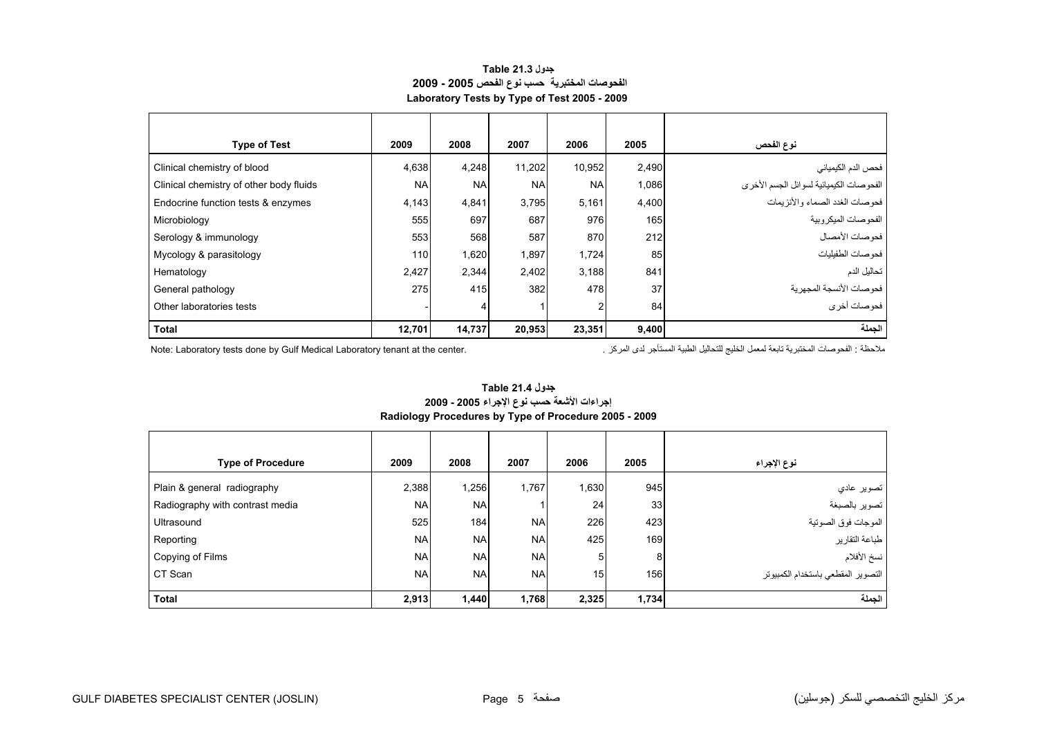## جدول Table 21.3
## الفحوصات المختبرية حسب نوع الفحص 2005 - 2009
## Laboratory Tests by Type of Test 2005 - 2009

| Type of Test | 2009 | 2008 | 2007 | 2006 | 2005 | نوع الفحص |
|---|---|---|---|---|---|---|
| Clinical chemistry of blood | 4,638 | 4,248 | 11,202 | 10,952 | 2,490 | فحص الدم الكيميائي |
| Clinical chemistry of other body fluids | NA | NA | NA | NA | 1,086 | الفحوصات الكيميائية لسوائل الجسم الأخرى |
| Endocrine function tests & enzymes | 4,143 | 4,841 | 3,795 | 5,161 | 4,400 | فحوصات الغدد الصماء والأنزيمات |
| Microbiology | 555 | 697 | 687 | 976 | 165 | الفحوصات الميكروبية |
| Serology & immunology | 553 | 568 | 587 | 870 | 212 | فحوصات الأمصال |
| Mycology & parasitology | 110 | 1,620 | 1,897 | 1,724 | 85 | فحوصات الطفيليات |
| Hematology | 2,427 | 2,344 | 2,402 | 3,188 | 841 | تحاليل الدم |
| General pathology | 275 | 415 | 382 | 478 | 37 | فحوصات الأنسجة المجهرية |
| Other laboratories tests | - | 4 | 1 | 2 | 84 | فحوصات أخرى |
| **Total** | **12,701** | **14,737** | **20,953** | **23,351** | **9,400** | **الجملة** |

Note: Laboratory tests done by Gulf Medical Laboratory tenant at the center.

ملاحظة : الفحوصات المختبرية تابعة لمعمل الخليج للتحاليل الطبية المستأجر لدى المركز .

## جدول Table 21.4
## إجراءات الأشعة حسب نوع الإجراء 2005 - 2009
## Radiology Procedures by Type of Procedure 2005 - 2009

| Type of Procedure | 2009 | 2008 | 2007 | 2006 | 2005 | نوع الإجراء |
|---|---|---|---|---|---|---|
| Plain & general radiography | 2,388 | 1,256 | 1,767 | 1,630 | 945 | تصوير عادي |
| Radiography with contrast media | NA | NA | 1 | 24 | 33 | تصوير بالصبغة |
| Ultrasound | 525 | 184 | NA | 226 | 423 | الموجات فوق الصوتية |
| Reporting | NA | NA | NA | 425 | 169 | طباعة التقارير |
| Copying of Films | NA | NA | NA | 5 | 8 | نسخ الأفلام |
| CT Scan | NA | NA | NA | 15 | 156 | التصوير المقطعي باستخدام الكمبيوتر |
| **Total** | **2,913** | **1,440** | **1,768** | **2,325** | **1,734** | **الجملة** |